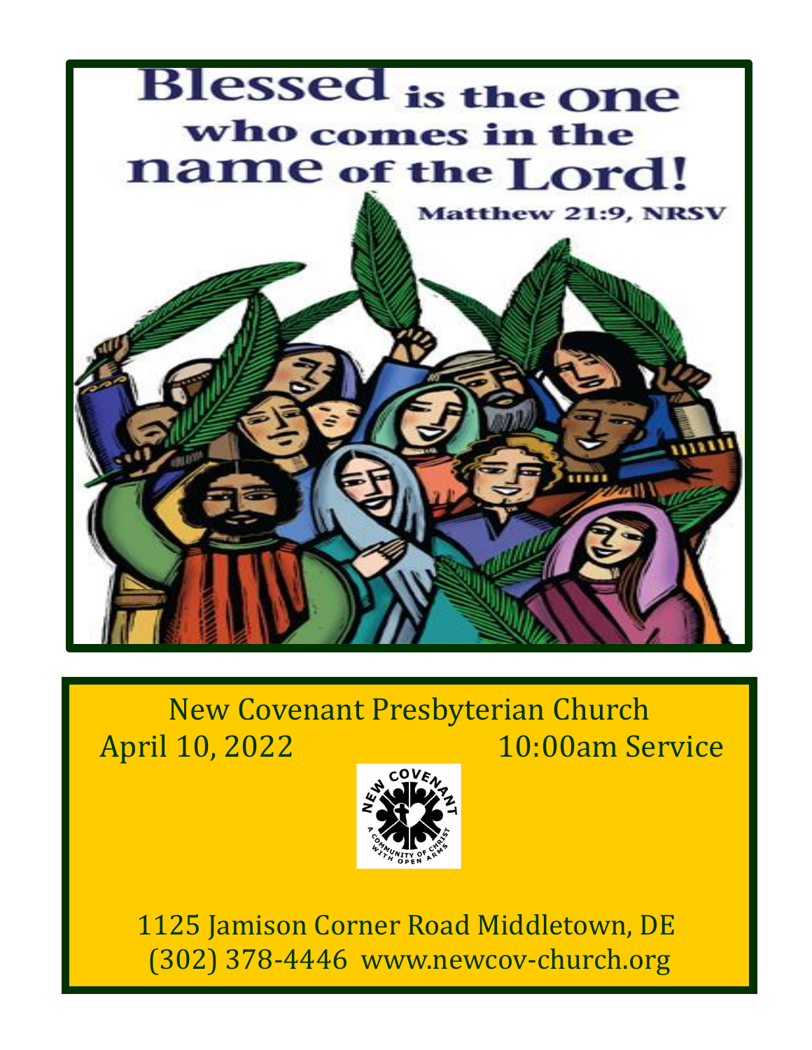# Blessed is the one who comes in the name of the Lord!

Matthew 21:9, NRSV

New Covenant Presbyterian Church

April 10, 2022 10:00am Service

NEW COVENANT A COMMUNITY OF CHRIST WITH OPEN ARMS

1125 Jamison Corner Road Middletown, DE

(302) 378-4446 www.newcov-church.org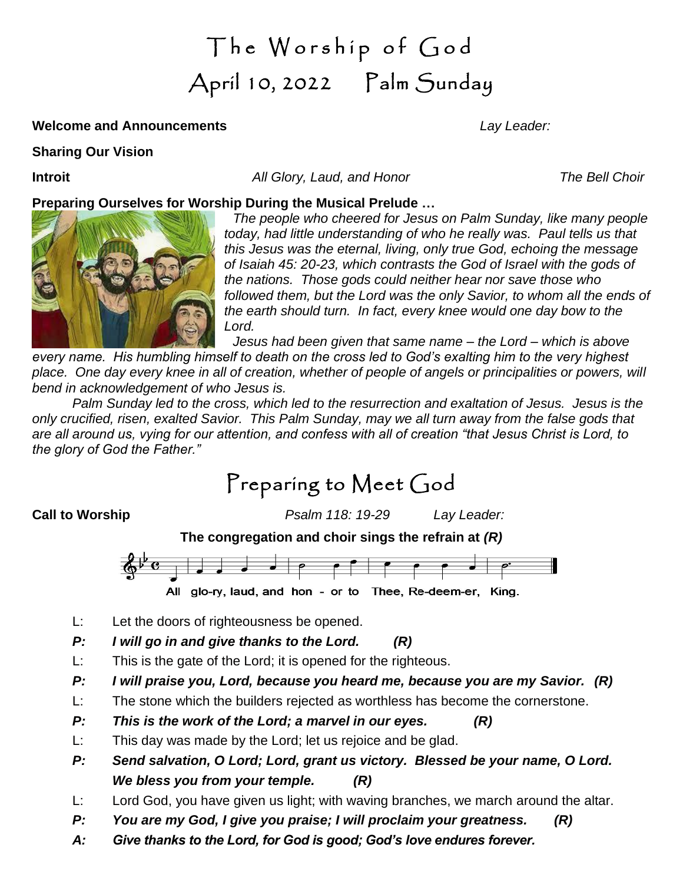# The Worship of God
## April 10, 2022 Palm Sunday

**Welcome and Announcements** *Lay Leader:*

**Sharing Our Vision**

**Introit** *All Glory, Laud, and Honor* *The Bell Choir*

**Preparing Ourselves for Worship During the Musical Prelude …**

*The people who cheered for Jesus on Palm Sunday, like many people today, had little understanding of who he really was. Paul tells us that this Jesus was the eternal, living, only true God, echoing the message of Isaiah 45: 20-23, which contrasts the God of Israel with the gods of the nations. Those gods could neither hear nor save those who followed them, but the Lord was the only Savior, to whom all the ends of the earth should turn. In fact, every knee would one day bow to the Lord.*

*Jesus had been given that same name – the Lord – which is above every name. His humbling himself to death on the cross led to God's exalting him to the very highest place. One day every knee in all of creation, whether of people of angels or principalities or powers, will bend in acknowledgement of who Jesus is.*

*Palm Sunday led to the cross, which led to the resurrection and exaltation of Jesus. Jesus is the only crucified, risen, exalted Savior. This Palm Sunday, may we all turn away from the false gods that are all around us, vying for our attention, and confess with all of creation "that Jesus Christ is Lord, to the glory of God the Father."*

## Preparing to Meet God

**Call to Worship** *Psalm 118: 19-29* *Lay Leader:*

**The congregation and choir sings the refrain at *(R)***

All glo-ry, laud, and hon - or to Thee, Re-deem-er, King.

L: Let the doors of righteousness be opened.

***P: I will go in and give thanks to the Lord. (R)***

L: This is the gate of the Lord; it is opened for the righteous.

***P: I will praise you, Lord, because you heard me, because you are my Savior. (R)***

L: The stone which the builders rejected as worthless has become the cornerstone.

***P: This is the work of the Lord; a marvel in our eyes. (R)***

L: This day was made by the Lord; let us rejoice and be glad.

***P: Send salvation, O Lord; Lord, grant us victory. Blessed be your name, O Lord. We bless you from your temple. (R)***

L: Lord God, you have given us light; with waving branches, we march around the altar.

***P: You are my God, I give you praise; I will proclaim your greatness. (R)***

***A: Give thanks to the Lord, for God is good; God's love endures forever.***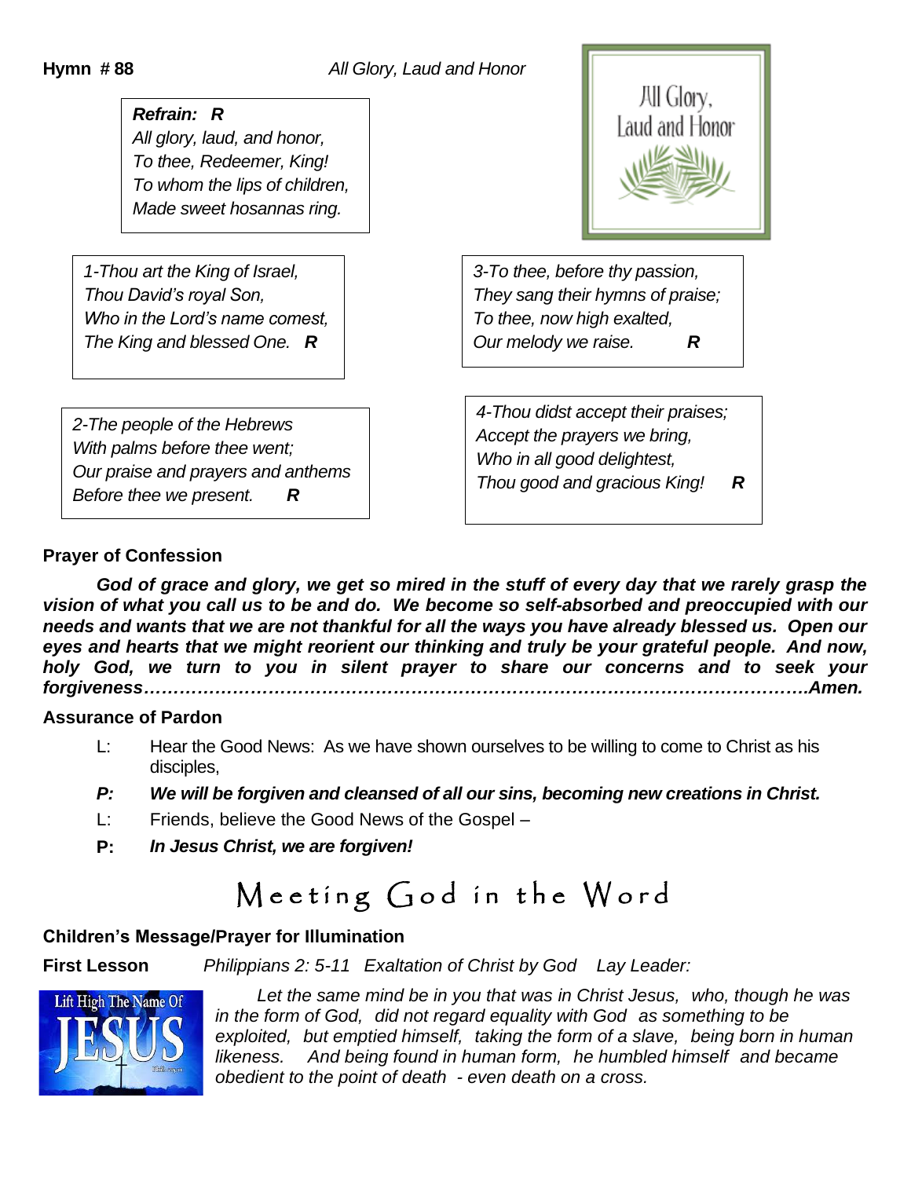**Hymn # 88** *All Glory, Laud and Honor*

***Refrain: R***
*All glory, laud, and honor,*
*To thee, Redeemer, King!*
*To whom the lips of children,*
*Made sweet hosannas ring.*

*1-Thou art the King of Israel,*
*Thou David's royal Son,*
*Who in the Lord's name comest,*
*The King and blessed One.* ***R***

*2-The people of the Hebrews*
*With palms before thee went;*
*Our praise and prayers and anthems*
*Before thee we present.* ***R***

*3-To thee, before thy passion,*
*They sang their hymns of praise;*
*To thee, now high exalted,*
*Our melody we raise.* ***R***

*4-Thou didst accept their praises;*
*Accept the prayers we bring,*
*Who in all good delightest,*
*Thou good and gracious King!* ***R***

**Prayer of Confession**

***God of grace and glory, we get so mired in the stuff of every day that we rarely grasp the vision of what you call us to be and do. We become so self-absorbed and preoccupied with our needs and wants that we are not thankful for all the ways you have already blessed us. Open our eyes and hearts that we might reorient our thinking and truly be your grateful people. And now, holy God, we turn to you in silent prayer to share our concerns and to seek your forgiveness……………………………………………………………………………………………….Amen.***

**Assurance of Pardon**

L: Hear the Good News: As we have shown ourselves to be willing to come to Christ as his disciples,

***P: We will be forgiven and cleansed of all our sins, becoming new creations in Christ.***

L: Friends, believe the Good News of the Gospel –

**P:** ***In Jesus Christ, we are forgiven!***

# Meeting God in the Word

**Children's Message/Prayer for Illumination**

**First Lesson** *Philippians 2: 5-11 Exaltation of Christ by God Lay Leader:*

*Let the same mind be in you that was in Christ Jesus, who, though he was in the form of God, did not regard equality with God as something to be exploited, but emptied himself, taking the form of a slave, being born in human likeness. And being found in human form, he humbled himself and became obedient to the point of death - even death on a cross.*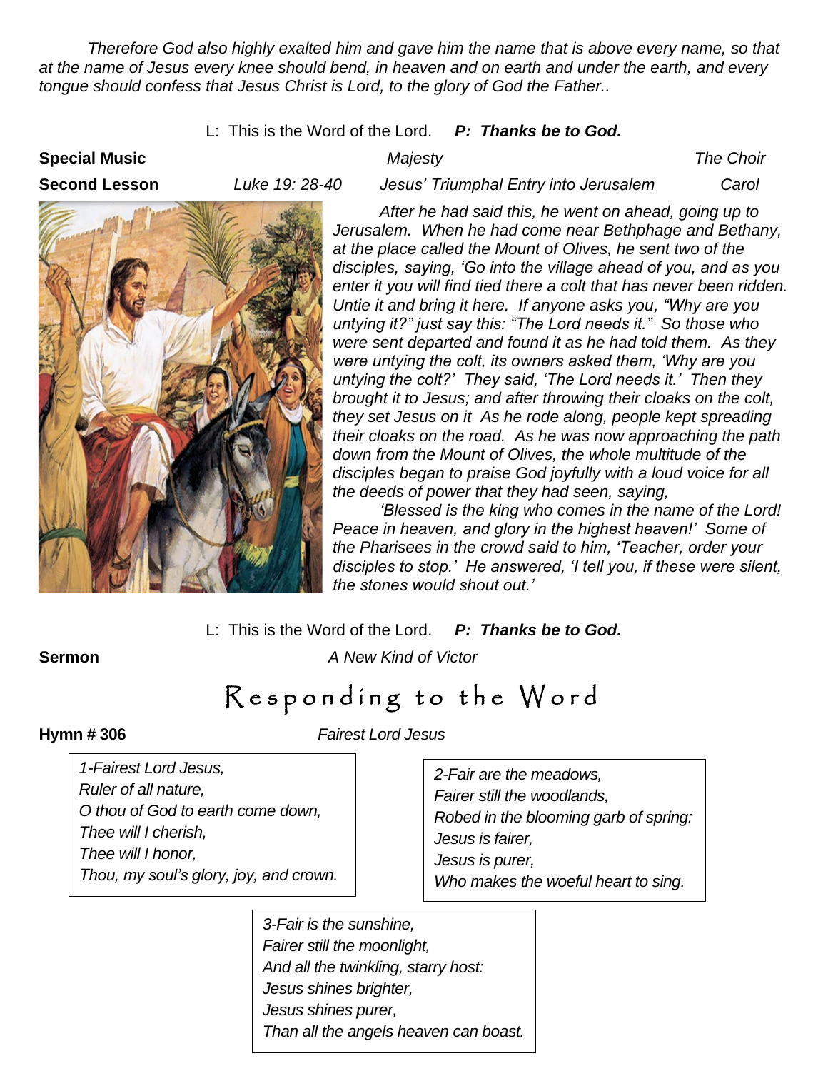*Therefore God also highly exalted him and gave him the name that is above every name, so that at the name of Jesus every knee should bend, in heaven and on earth and under the earth, and every tongue should confess that Jesus Christ is Lord, to the glory of God the Father..*

L: This is the Word of the Lord. ***P: Thanks be to God.***

**Special Music** *Majesty* *The Choir*

**Second Lesson** *Luke 19: 28-40* *Jesus' Triumphal Entry into Jerusalem* *Carol*

*After he had said this, he went on ahead, going up to Jerusalem. When he had come near Bethphage and Bethany, at the place called the Mount of Olives, he sent two of the disciples, saying, 'Go into the village ahead of you, and as you enter it you will find tied there a colt that has never been ridden. Untie it and bring it here. If anyone asks you, "Why are you untying it?" just say this: "The Lord needs it." So those who were sent departed and found it as he had told them. As they were untying the colt, its owners asked them, 'Why are you untying the colt?' They said, 'The Lord needs it.' Then they brought it to Jesus; and after throwing their cloaks on the colt, they set Jesus on it As he rode along, people kept spreading their cloaks on the road. As he was now approaching the path down from the Mount of Olives, the whole multitude of the disciples began to praise God joyfully with a loud voice for all the deeds of power that they had seen, saying,*

*'Blessed is the king who comes in the name of the Lord! Peace in heaven, and glory in the highest heaven!' Some of the Pharisees in the crowd said to him, 'Teacher, order your disciples to stop.' He answered, 'I tell you, if these were silent, the stones would shout out.'*

L: This is the Word of the Lord. ***P: Thanks be to God.***

**Sermon** *A New Kind of Victor*

# Responding to the Word

**Hymn # 306** *Fairest Lord Jesus*

*1-Fairest Lord Jesus,*
*Ruler of all nature,*
*O thou of God to earth come down,*
*Thee will I cherish,*
*Thee will I honor,*
*Thou, my soul's glory, joy, and crown.*

*2-Fair are the meadows,*
*Fairer still the woodlands,*
*Robed in the blooming garb of spring:*
*Jesus is fairer,*
*Jesus is purer,*
*Who makes the woeful heart to sing.*

*3-Fair is the sunshine,*
*Fairer still the moonlight,*
*And all the twinkling, starry host:*
*Jesus shines brighter,*
*Jesus shines purer,*
*Than all the angels heaven can boast.*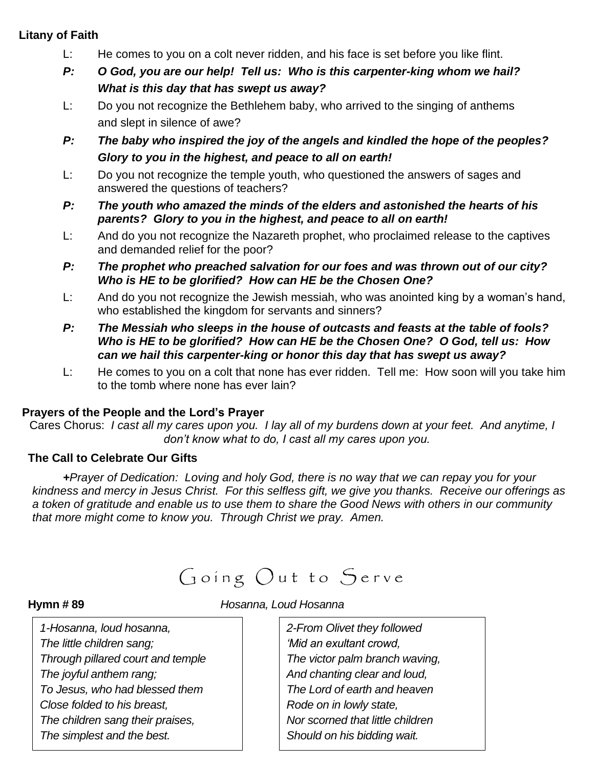**Litany of Faith**

L: He comes to you on a colt never ridden, and his face is set before you like flint.

***P: O God, you are our help! Tell us: Who is this carpenter-king whom we hail? What is this day that has swept us away?***

L: Do you not recognize the Bethlehem baby, who arrived to the singing of anthems and slept in silence of awe?

***P: The baby who inspired the joy of the angels and kindled the hope of the peoples? Glory to you in the highest, and peace to all on earth!***

L: Do you not recognize the temple youth, who questioned the answers of sages and answered the questions of teachers?

***P: The youth who amazed the minds of the elders and astonished the hearts of his parents? Glory to you in the highest, and peace to all on earth!***

L: And do you not recognize the Nazareth prophet, who proclaimed release to the captives and demanded relief for the poor?

***P: The prophet who preached salvation for our foes and was thrown out of our city? Who is HE to be glorified? How can HE be the Chosen One?***

L: And do you not recognize the Jewish messiah, who was anointed king by a woman's hand, who established the kingdom for servants and sinners?

***P: The Messiah who sleeps in the house of outcasts and feasts at the table of fools? Who is HE to be glorified? How can HE be the Chosen One? O God, tell us: How can we hail this carpenter-king or honor this day that has swept us away?***

L: He comes to you on a colt that none has ever ridden. Tell me: How soon will you take him to the tomb where none has ever lain?

**Prayers of the People and the Lord's Prayer**

Cares Chorus: *I cast all my cares upon you. I lay all of my burdens down at your feet. And anytime, I don't know what to do, I cast all my cares upon you.*

**The Call to Celebrate Our Gifts**

*+Prayer of Dedication: Loving and holy God, there is no way that we can repay you for your kindness and mercy in Jesus Christ. For this selfless gift, we give you thanks. Receive our offerings as a token of gratitude and enable us to use them to share the Good News with others in our community that more might come to know you. Through Christ we pray. Amen.*

# Going Out to Serve

**Hymn # 89** *Hosanna, Loud Hosanna*

*1-Hosanna, loud hosanna,*
*The little children sang;*
*Through pillared court and temple*
*The joyful anthem rang;*
*To Jesus, who had blessed them*
*Close folded to his breast,*
*The children sang their praises,*
*The simplest and the best.*

*2-From Olivet they followed*
*'Mid an exultant crowd,*
*The victor palm branch waving,*
*And chanting clear and loud,*
*The Lord of earth and heaven*
*Rode on in lowly state,*
*Nor scorned that little children*
*Should on his bidding wait.*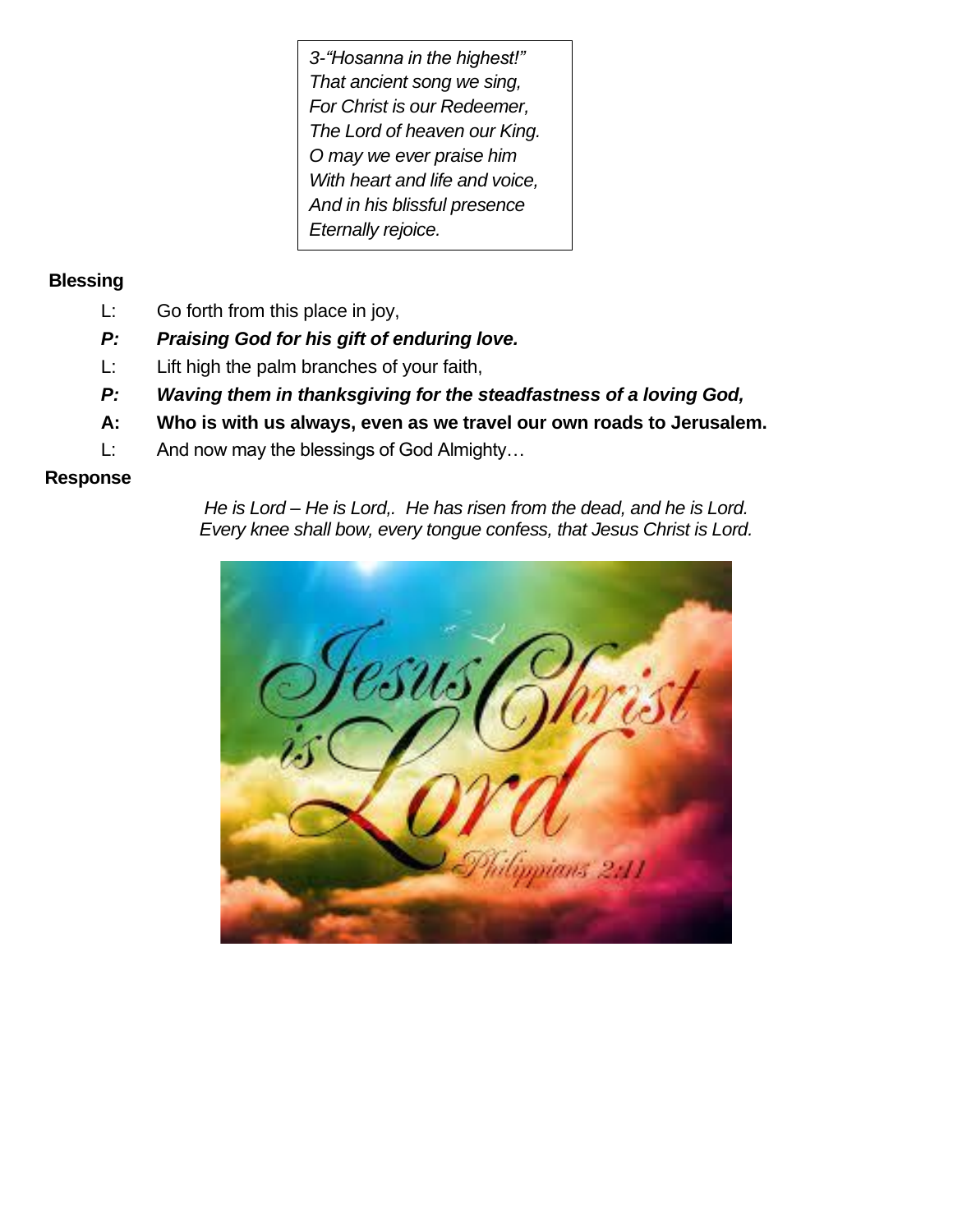*3-"Hosanna in the highest!"*
*That ancient song we sing,*
*For Christ is our Redeemer,*
*The Lord of heaven our King.*
*O may we ever praise him*
*With heart and life and voice,*
*And in his blissful presence*
*Eternally rejoice.*

**Blessing**

L: Go forth from this place in joy,

***P: Praising God for his gift of enduring love.***

L: Lift high the palm branches of your faith,

***P: Waving them in thanksgiving for the steadfastness of a loving God,***

**A: Who is with us always, even as we travel our own roads to Jerusalem.**

L: And now may the blessings of God Almighty…

**Response**

*He is Lord – He is Lord,. He has risen from the dead, and he is Lord.*
*Every knee shall bow, every tongue confess, that Jesus Christ is Lord.*